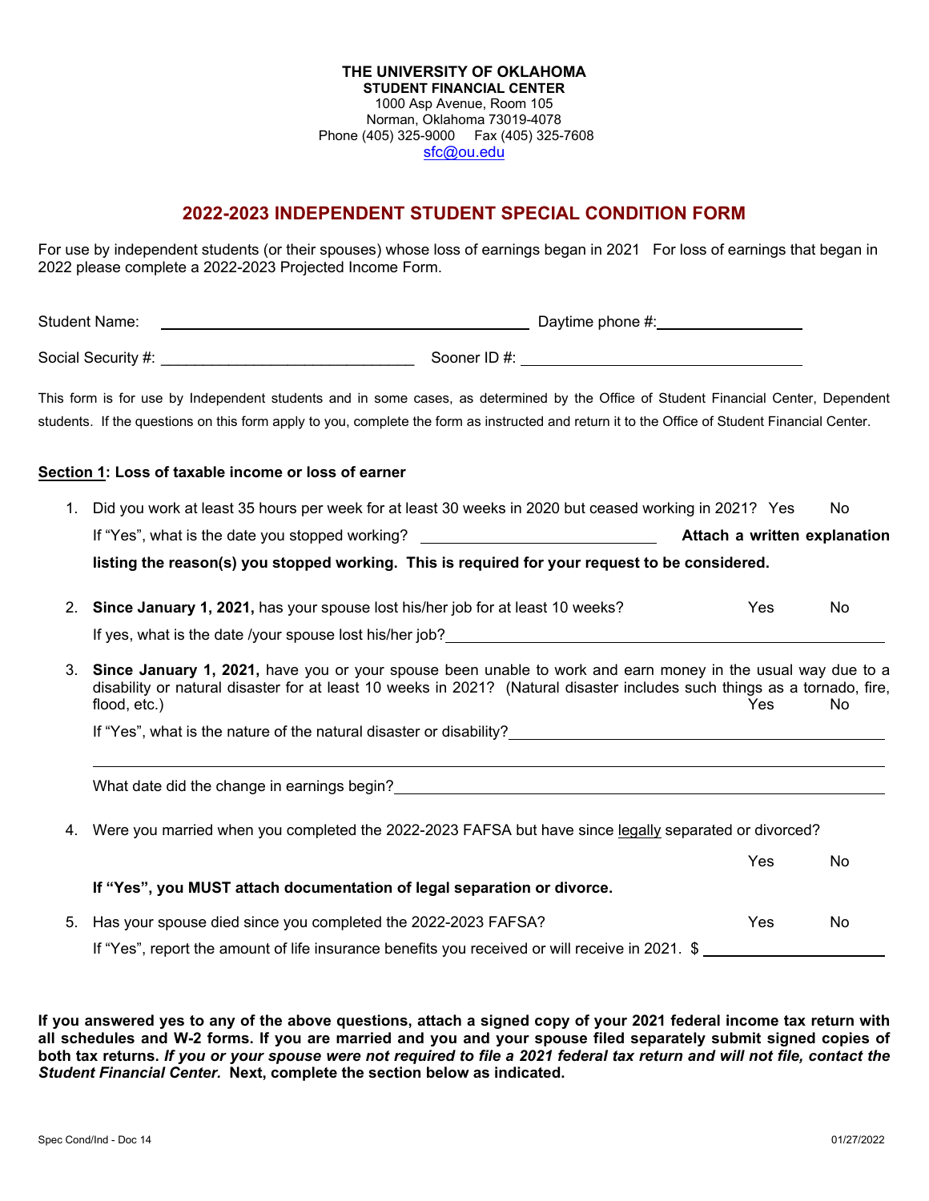**THE UNIVERSITY OF OKLAHOMA**
**STUDENT FINANCIAL CENTER**
1000 Asp Avenue, Room 105
Norman, Oklahoma 73019-4078
Phone (405) 325-9000  Fax (405) 325-7608
sfc@ou.edu

## 2022-2023 INDEPENDENT STUDENT SPECIAL CONDITION FORM

For use by independent students (or their spouses) whose loss of earnings began in 2021  For loss of earnings that began in 2022 please complete a 2022-2023 Projected Income Form.

Student Name: ______________________________ Daytime phone #: __________________

Social Security #: ______________________________ Sooner ID #: ______________________________

This form is for use by Independent students and in some cases, as determined by the Office of Student Financial Center, Dependent students. If the questions on this form apply to you, complete the form as instructed and return it to the Office of Student Financial Center.

**Section 1: Loss of taxable income or loss of earner**

1. Did you work at least 35 hours per week for at least 30 weeks in 2020 but ceased working in 2021?  Yes  No

   If "Yes", what is the date you stopped working? ____________________ **Attach a written explanation listing the reason(s) you stopped working. This is required for your request to be considered.**

2. **Since January 1, 2021,** has your spouse lost his/her job for at least 10 weeks?  Yes  No

   If yes, what is the date /your spouse lost his/her job? ______________________________

3. **Since January 1, 2021,** have you or your spouse been unable to work and earn money in the usual way due to a disability or natural disaster for at least 10 weeks in 2021? (Natural disaster includes such things as a tornado, fire, flood, etc.)  Yes  No

   If "Yes", what is the nature of the natural disaster or disability? ______________________________

   ______________________________

   What date did the change in earnings begin? ______________________________

4. Were you married when you completed the 2022-2023 FAFSA but have since legally separated or divorced?

   Yes  No

   **If "Yes", you MUST attach documentation of legal separation or divorce.**

5. Has your spouse died since you completed the 2022-2023 FAFSA?  Yes  No

   If "Yes", report the amount of life insurance benefits you received or will receive in 2021. $ ____________________

**If you answered yes to any of the above questions, attach a signed copy of your 2021 federal income tax return with all schedules and W-2 forms. If you are married and you and your spouse filed separately submit signed copies of both tax returns. *If you or your spouse were not required to file a 2021 federal tax return and will not file, contact the Student Financial Center.* Next, complete the section below as indicated.**

Spec Cond/Ind - Doc 14  01/27/2022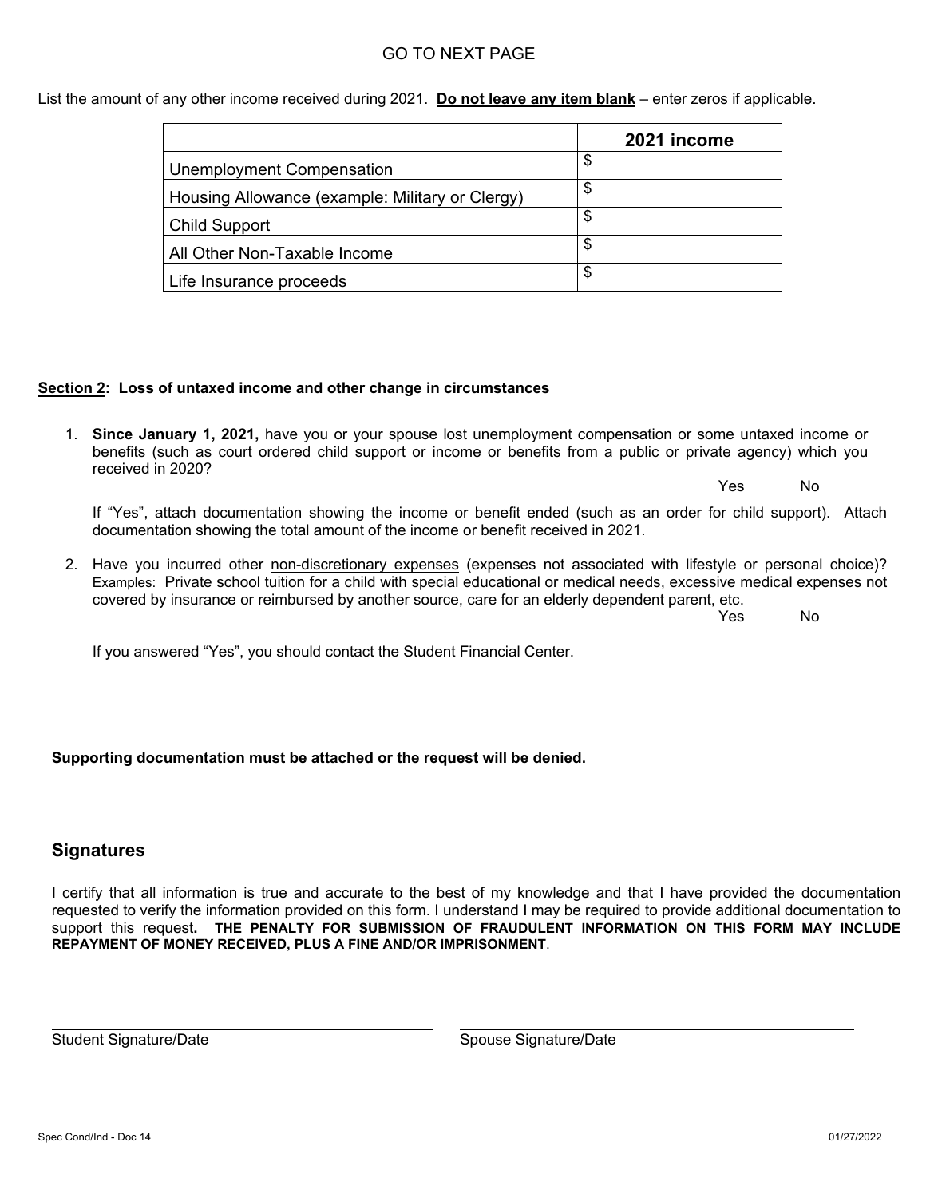GO TO NEXT PAGE

List the amount of any other income received during 2021. **<u>Do not leave any item blank</u>** – enter zeros if applicable.

| | **2021 income** |
|---|---|
| Unemployment Compensation | $ |
| Housing Allowance (example: Military or Clergy) | $ |
| Child Support | $ |
| All Other Non-Taxable Income | $ |
| Life Insurance proceeds | $ |

**<u>Section 2</u>: Loss of untaxed income and other change in circumstances**

1. **Since January 1, 2021,** have you or your spouse lost unemployment compensation or some untaxed income or benefits (such as court ordered child support or income or benefits from a public or private agency) which you received in 2020?

   Yes No

   If "Yes", attach documentation showing the income or benefit ended (such as an order for child support). Attach documentation showing the total amount of the income or benefit received in 2021.

2. Have you incurred other <u>non-discretionary expenses</u> (expenses not associated with lifestyle or personal choice)? Examples: Private school tuition for a child with special educational or medical needs, excessive medical expenses not covered by insurance or reimbursed by another source, care for an elderly dependent parent, etc.

   Yes No

   If you answered "Yes", you should contact the Student Financial Center.

**Supporting documentation must be attached or the request will be denied.**

## Signatures

I certify that all information is true and accurate to the best of my knowledge and that I have provided the documentation requested to verify the information provided on this form. I understand I may be required to provide additional documentation to support this request**. THE PENALTY FOR SUBMISSION OF FRAUDULENT INFORMATION ON THIS FORM MAY INCLUDE REPAYMENT OF MONEY RECEIVED, PLUS A FINE AND/OR IMPRISONMENT**.

Student Signature/Date

Spouse Signature/Date

Spec Cond/Ind - Doc 14 01/27/2022